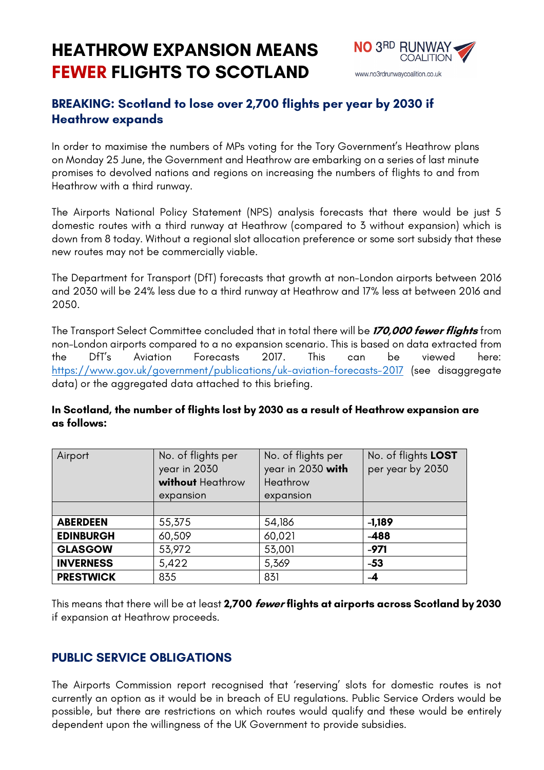# HEATHROW EXPANSION MEANS FEWER FLIGHTS TO SCOTLAND

NO 3RD RUNWAY COALITION
www.no3rdrunwaycoalition.co.uk

## BREAKING: Scotland to lose over 2,700 flights per year by 2030 if Heathrow expands

In order to maximise the numbers of MPs voting for the Tory Government's Heathrow plans on Monday 25 June, the Government and Heathrow are embarking on a series of last minute promises to devolved nations and regions on increasing the numbers of flights to and from Heathrow with a third runway.

The Airports National Policy Statement (NPS) analysis forecasts that there would be just 5 domestic routes with a third runway at Heathrow (compared to 3 without expansion) which is down from 8 today. Without a regional slot allocation preference or some sort subsidy that these new routes may not be commercially viable.

The Department for Transport (DfT) forecasts that growth at non-London airports between 2016 and 2030 will be 24% less due to a third runway at Heathrow and 17% less at between 2016 and 2050.

The Transport Select Committee concluded that in total there will be ***170,000 fewer flights*** from non-London airports compared to a no expansion scenario. This is based on data extracted from the DfT's Aviation Forecasts 2017. This can be viewed here: https://www.gov.uk/government/publications/uk-aviation-forecasts-2017 (see disaggregate data) or the aggregated data attached to this briefing.

**In Scotland, the number of flights lost by 2030 as a result of Heathrow expansion are as follows:**

| Airport | No. of flights per year in 2030 **without** Heathrow expansion | No. of flights per year in 2030 **with** Heathrow expansion | No. of flights **LOST** per year by 2030 |
|---|---|---|---|
| | | | |
| **ABERDEEN** | 55,375 | 54,186 | **-1,189** |
| **EDINBURGH** | 60,509 | 60,021 | **-488** |
| **GLASGOW** | 53,972 | 53,001 | **-971** |
| **INVERNESS** | 5,422 | 5,369 | **-53** |
| **PRESTWICK** | 835 | 831 | **-4** |

This means that there will be at least **2,700 *fewer* flights at airports across Scotland by 2030** if expansion at Heathrow proceeds.

## PUBLIC SERVICE OBLIGATIONS

The Airports Commission report recognised that 'reserving' slots for domestic routes is not currently an option as it would be in breach of EU regulations. Public Service Orders would be possible, but there are restrictions on which routes would qualify and these would be entirely dependent upon the willingness of the UK Government to provide subsidies.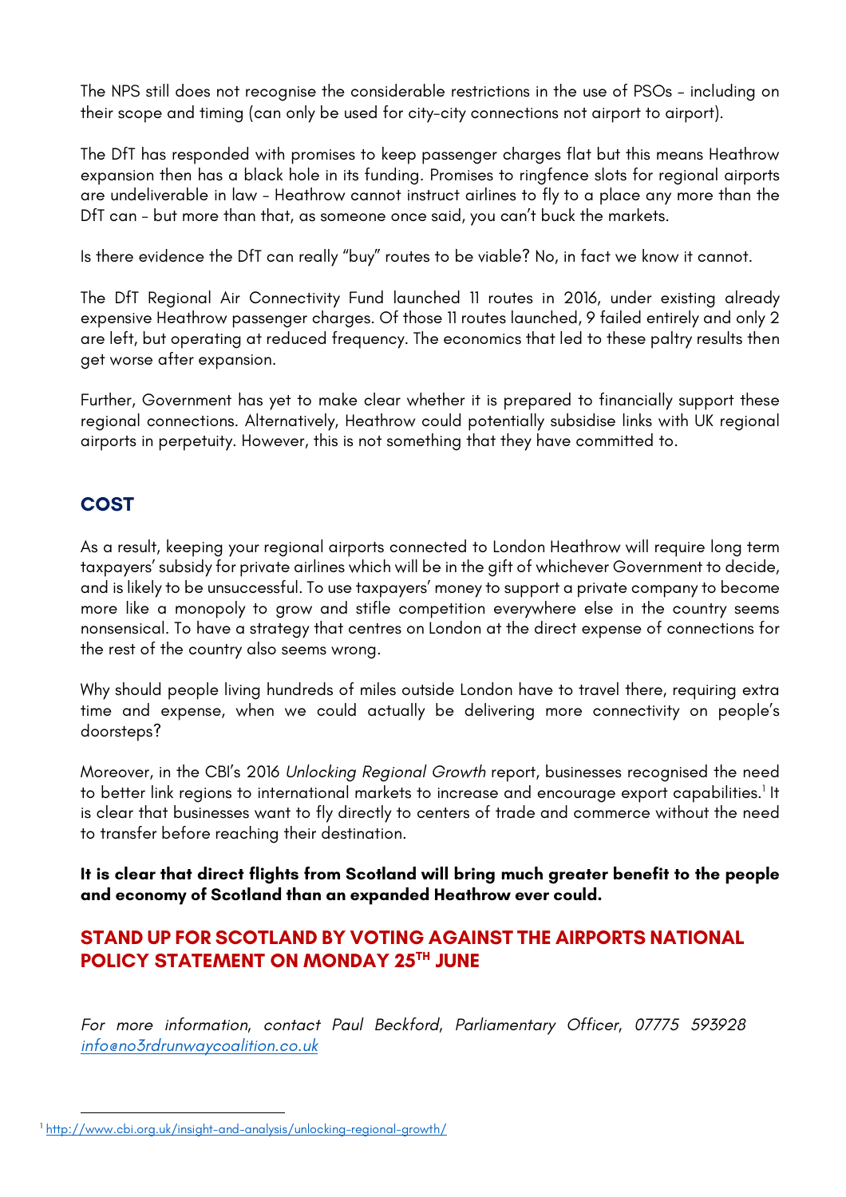The NPS still does not recognise the considerable restrictions in the use of PSOs – including on their scope and timing (can only be used for city-city connections not airport to airport).

The DfT has responded with promises to keep passenger charges flat but this means Heathrow expansion then has a black hole in its funding. Promises to ringfence slots for regional airports are undeliverable in law – Heathrow cannot instruct airlines to fly to a place any more than the DfT can – but more than that, as someone once said, you can't buck the markets.

Is there evidence the DfT can really "buy" routes to be viable? No, in fact we know it cannot.

The DfT Regional Air Connectivity Fund launched 11 routes in 2016, under existing already expensive Heathrow passenger charges. Of those 11 routes launched, 9 failed entirely and only 2 are left, but operating at reduced frequency. The economics that led to these paltry results then get worse after expansion.

Further, Government has yet to make clear whether it is prepared to financially support these regional connections. Alternatively, Heathrow could potentially subsidise links with UK regional airports in perpetuity. However, this is not something that they have committed to.

## COST

As a result, keeping your regional airports connected to London Heathrow will require long term taxpayers' subsidy for private airlines which will be in the gift of whichever Government to decide, and is likely to be unsuccessful. To use taxpayers' money to support a private company to become more like a monopoly to grow and stifle competition everywhere else in the country seems nonsensical. To have a strategy that centres on London at the direct expense of connections for the rest of the country also seems wrong.

Why should people living hundreds of miles outside London have to travel there, requiring extra time and expense, when we could actually be delivering more connectivity on people's doorsteps?

Moreover, in the CBI's 2016 *Unlocking Regional Growth* report, businesses recognised the need to better link regions to international markets to increase and encourage export capabilities.[1] It is clear that businesses want to fly directly to centers of trade and commerce without the need to transfer before reaching their destination.

**It is clear that direct flights from Scotland will bring much greater benefit to the people and economy of Scotland than an expanded Heathrow ever could.**

## STAND UP FOR SCOTLAND BY VOTING AGAINST THE AIRPORTS NATIONAL POLICY STATEMENT ON MONDAY 25TH JUNE

*For more information, contact Paul Beckford, Parliamentary Officer, 07775 593928 info@no3rdrunwaycoalition.co.uk*

[1] http://www.cbi.org.uk/insight-and-analysis/unlocking-regional-growth/